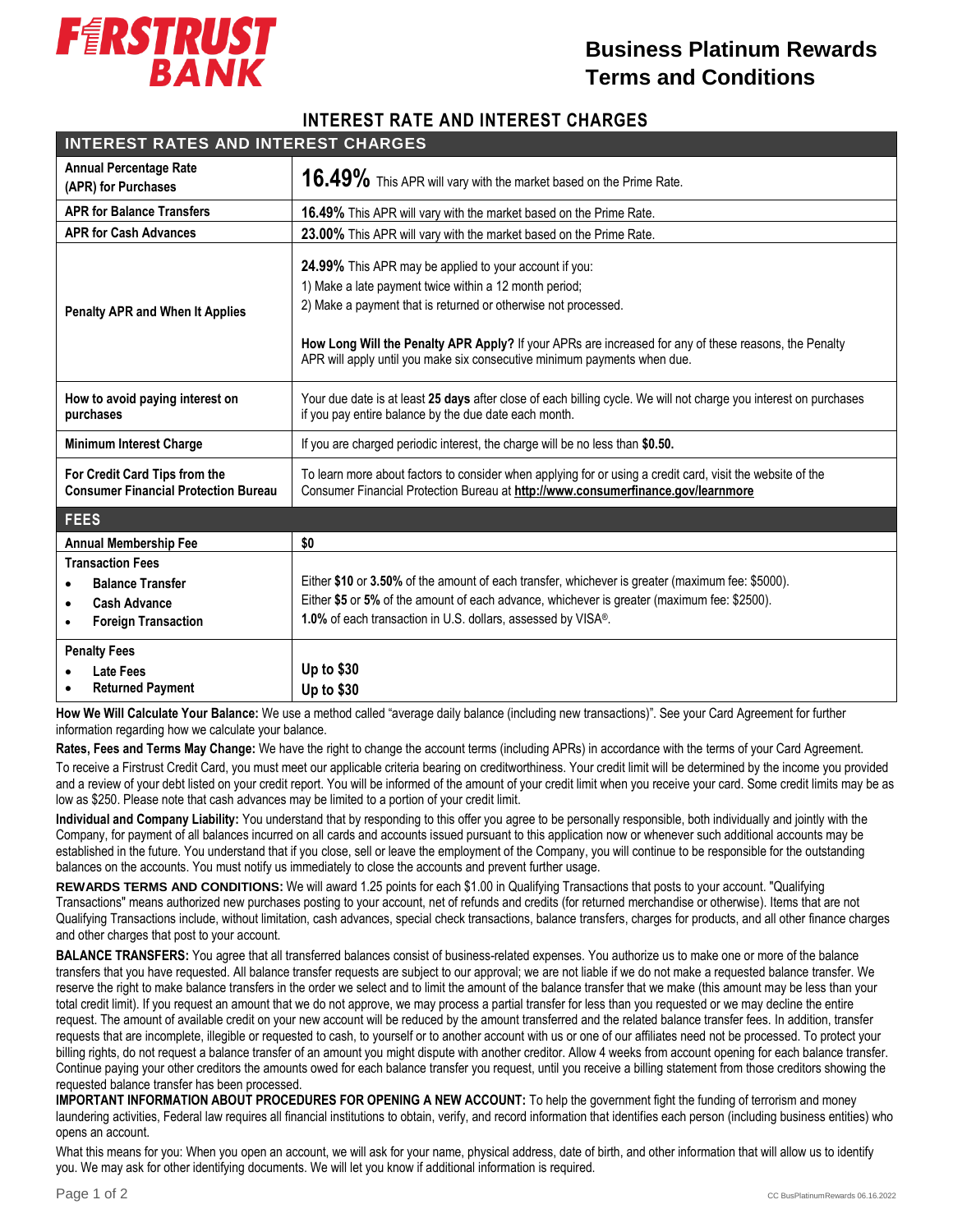# FIRSTRUST BANK

## Business Platinum Rewards Terms and Conditions

## INTEREST RATE AND INTEREST CHARGES

| INTEREST RATES AND INTEREST CHARGES | |
|---|---|
| **Annual Percentage Rate (APR) for Purchases** | **16.49%** This APR will vary with the market based on the Prime Rate. |
| **APR for Balance Transfers** | **16.49%** This APR will vary with the market based on the Prime Rate. |
| **APR for Cash Advances** | **23.00%** This APR will vary with the market based on the Prime Rate. |
| **Penalty APR and When It Applies** | **24.99%** This APR may be applied to your account if you:<br>1) Make a late payment twice within a 12 month period;<br>2) Make a payment that is returned or otherwise not processed.<br><br>**How Long Will the Penalty APR Apply?** If your APRs are increased for any of these reasons, the Penalty APR will apply until you make six consecutive minimum payments when due. |
| **How to avoid paying interest on purchases** | Your due date is at least **25 days** after close of each billing cycle. We will not charge you interest on purchases if you pay entire balance by the due date each month. |
| **Minimum Interest Charge** | If you are charged periodic interest, the charge will be no less than **$0.50.** |
| **For Credit Card Tips from the Consumer Financial Protection Bureau** | To learn more about factors to consider when applying for or using a credit card, visit the website of the Consumer Financial Protection Bureau at **http://www.consumerfinance.gov/learnmore** |
| **FEES** | |
| **Annual Membership Fee** | **$0** |
| **Transaction Fees**<br>• **Balance Transfer**<br>• **Cash Advance**<br>• **Foreign Transaction** | Either **$10** or **3.50%** of the amount of each transfer, whichever is greater (maximum fee: $5000).<br>Either **$5** or **5%** of the amount of each advance, whichever is greater (maximum fee: $2500).<br>**1.0%** of each transaction in U.S. dollars, assessed by VISA®. |
| **Penalty Fees**<br>• **Late Fees**<br>• **Returned Payment** | **Up to $30**<br>**Up to $30** |

**How We Will Calculate Your Balance:** We use a method called "average daily balance (including new transactions)". See your Card Agreement for further information regarding how we calculate your balance.

**Rates, Fees and Terms May Change:** We have the right to change the account terms (including APRs) in accordance with the terms of your Card Agreement.

To receive a Firstrust Credit Card, you must meet our applicable criteria bearing on creditworthiness. Your credit limit will be determined by the income you provided and a review of your debt listed on your credit report. You will be informed of the amount of your credit limit when you receive your card. Some credit limits may be as low as $250. Please note that cash advances may be limited to a portion of your credit limit.

**Individual and Company Liability:** You understand that by responding to this offer you agree to be personally responsible, both individually and jointly with the Company, for payment of all balances incurred on all cards and accounts issued pursuant to this application now or whenever such additional accounts may be established in the future. You understand that if you close, sell or leave the employment of the Company, you will continue to be responsible for the outstanding balances on the accounts. You must notify us immediately to close the accounts and prevent further usage.

**REWARDS TERMS AND CONDITIONS:** We will award 1.25 points for each $1.00 in Qualifying Transactions that posts to your account. "Qualifying Transactions" means authorized new purchases posting to your account, net of refunds and credits (for returned merchandise or otherwise). Items that are not Qualifying Transactions include, without limitation, cash advances, special check transactions, balance transfers, charges for products, and all other finance charges and other charges that post to your account.

**BALANCE TRANSFERS:** You agree that all transferred balances consist of business-related expenses. You authorize us to make one or more of the balance transfers that you have requested. All balance transfer requests are subject to our approval; we are not liable if we do not make a requested balance transfer. We reserve the right to make balance transfers in the order we select and to limit the amount of the balance transfer that we make (this amount may be less than your total credit limit). If you request an amount that we do not approve, we may process a partial transfer for less than you requested or we may decline the entire request. The amount of available credit on your new account will be reduced by the amount transferred and the related balance transfer fees. In addition, transfer requests that are incomplete, illegible or requested to cash, to yourself or to another account with us or one of our affiliates need not be processed. To protect your billing rights, do not request a balance transfer of an amount you might dispute with another creditor. Allow 4 weeks from account opening for each balance transfer. Continue paying your other creditors the amounts owed for each balance transfer you request, until you receive a billing statement from those creditors showing the requested balance transfer has been processed.

**IMPORTANT INFORMATION ABOUT PROCEDURES FOR OPENING A NEW ACCOUNT:** To help the government fight the funding of terrorism and money laundering activities, Federal law requires all financial institutions to obtain, verify, and record information that identifies each person (including business entities) who opens an account.

What this means for you: When you open an account, we will ask for your name, physical address, date of birth, and other information that will allow us to identify you. We may ask for other identifying documents. We will let you know if additional information is required.

CC BusPlatinumRewards 06.16.2022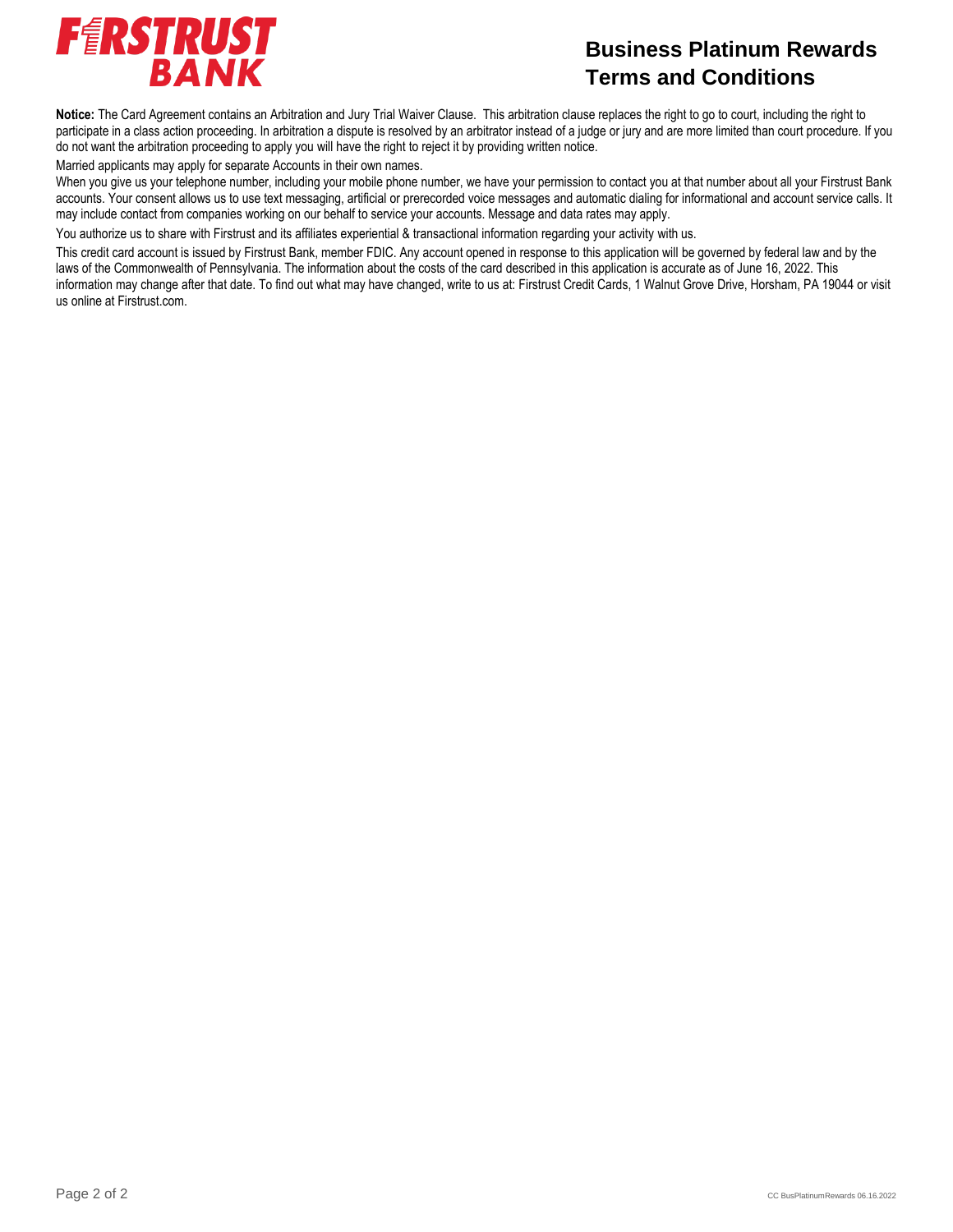# Business Platinum Rewards Terms and Conditions

**Notice:** The Card Agreement contains an Arbitration and Jury Trial Waiver Clause. This arbitration clause replaces the right to go to court, including the right to participate in a class action proceeding. In arbitration a dispute is resolved by an arbitrator instead of a judge or jury and are more limited than court procedure. If you do not want the arbitration proceeding to apply you will have the right to reject it by providing written notice.

Married applicants may apply for separate Accounts in their own names.

When you give us your telephone number, including your mobile phone number, we have your permission to contact you at that number about all your Firstrust Bank accounts. Your consent allows us to use text messaging, artificial or prerecorded voice messages and automatic dialing for informational and account service calls. It may include contact from companies working on our behalf to service your accounts. Message and data rates may apply.

You authorize us to share with Firstrust and its affiliates experiential & transactional information regarding your activity with us.

This credit card account is issued by Firstrust Bank, member FDIC. Any account opened in response to this application will be governed by federal law and by the laws of the Commonwealth of Pennsylvania. The information about the costs of the card described in this application is accurate as of June 16, 2022. This information may change after that date. To find out what may have changed, write to us at: Firstrust Credit Cards, 1 Walnut Grove Drive, Horsham, PA 19044 or visit us online at Firstrust.com.